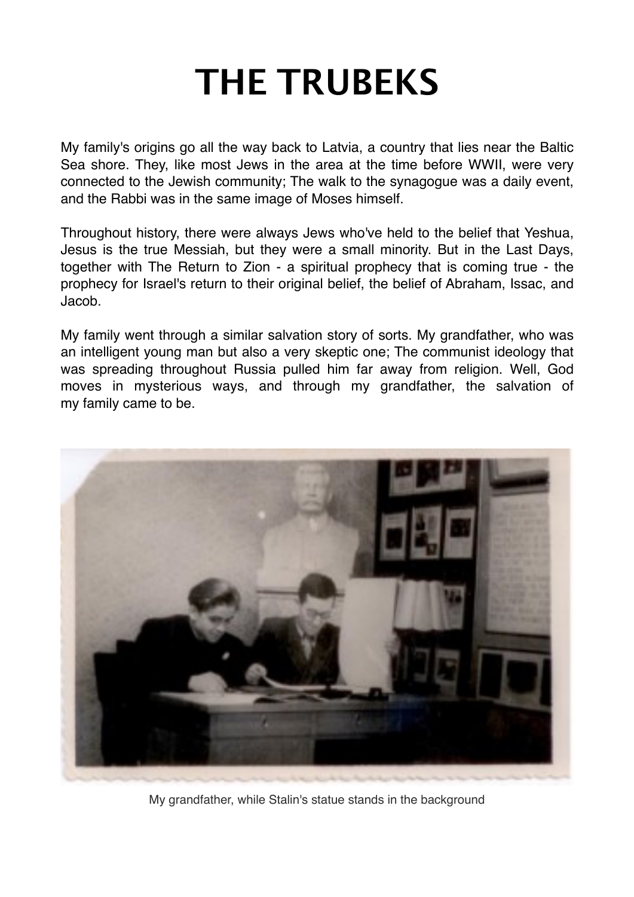# THE TRUBEKS

My family's origins go all the way back to Latvia, a country that lies near the Baltic Sea shore. They, like most Jews in the area at the time before WWII, were very connected to the Jewish community; The walk to the synagogue was a daily event, and the Rabbi was in the same image of Moses himself.

Throughout history, there were always Jews who've held to the belief that Yeshua, Jesus is the true Messiah, but they were a small minority. But in the Last Days, together with The Return to Zion - a spiritual prophecy that is coming true - the prophecy for Israel's return to their original belief, the belief of Abraham, Issac, and Jacob.

My family went through a similar salvation story of sorts. My grandfather, who was an intelligent young man but also a very skeptic one; The communist ideology that was spreading throughout Russia pulled him far away from religion. Well, God moves in mysterious ways, and through my grandfather, the salvation of my family came to be.

My grandfather, while Stalin's statue stands in the background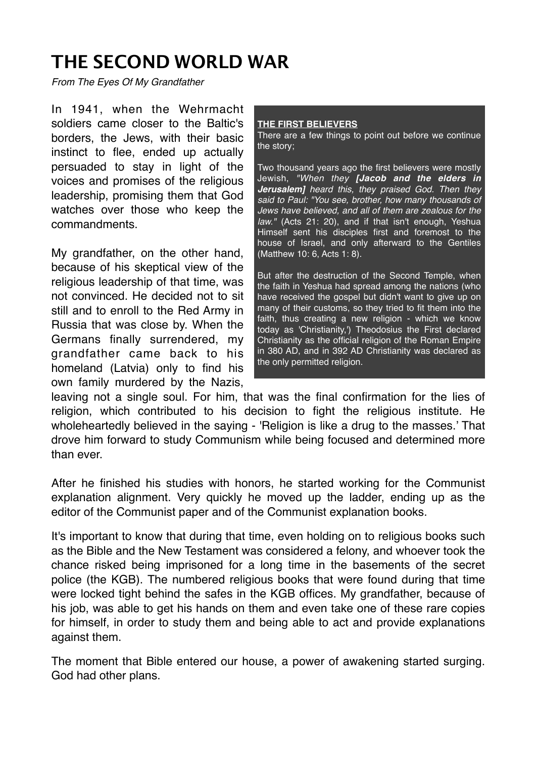# THE SECOND WORLD WAR

*From The Eyes Of My Grandfather*

In 1941, when the Wehrmacht soldiers came closer to the Baltic's borders, the Jews, with their basic instinct to flee, ended up actually persuaded to stay in light of the voices and promises of the religious leadership, promising them that God watches over those who keep the commandments.

My grandfather, on the other hand, because of his skeptical view of the religious leadership of that time, was not convinced. He decided not to sit still and to enroll to the Red Army in Russia that was close by. When the Germans finally surrendered, my grandfather came back to his homeland (Latvia) only to find his own family murdered by the Nazis, leaving not a single soul. For him, that was the final confirmation for the lies of religion, which contributed to his decision to fight the religious institute. He wholeheartedly believed in the saying - 'Religion is like a drug to the masses.' That drove him forward to study Communism while being focused and determined more than ever.

> **THE FIRST BELIEVERS**
>
> There are a few things to point out before we continue the story;
>
> Two thousand years ago the first believers were mostly Jewish, *"When they **[Jacob and the elders in Jerusalem]** heard this, they praised God. Then they said to Paul: "You see, brother, how many thousands of Jews have believed, and all of them are zealous for the law."* (Acts 21: 20), and if that isn't enough, Yeshua Himself sent his disciples first and foremost to the house of Israel, and only afterward to the Gentiles (Matthew 10: 6, Acts 1: 8).
>
> But after the destruction of the Second Temple, when the faith in Yeshua had spread among the nations (who have received the gospel but didn't want to give up on many of their customs, so they tried to fit them into the faith, thus creating a new religion - which we know today as 'Christianity,') Theodosius the First declared Christianity as the official religion of the Roman Empire in 380 AD, and in 392 AD Christianity was declared as the only permitted religion.

After he finished his studies with honors, he started working for the Communist explanation alignment. Very quickly he moved up the ladder, ending up as the editor of the Communist paper and of the Communist explanation books.

It's important to know that during that time, even holding on to religious books such as the Bible and the New Testament was considered a felony, and whoever took the chance risked being imprisoned for a long time in the basements of the secret police (the KGB). The numbered religious books that were found during that time were locked tight behind the safes in the KGB offices. My grandfather, because of his job, was able to get his hands on them and even take one of these rare copies for himself, in order to study them and being able to act and provide explanations against them.

The moment that Bible entered our house, a power of awakening started surging. God had other plans.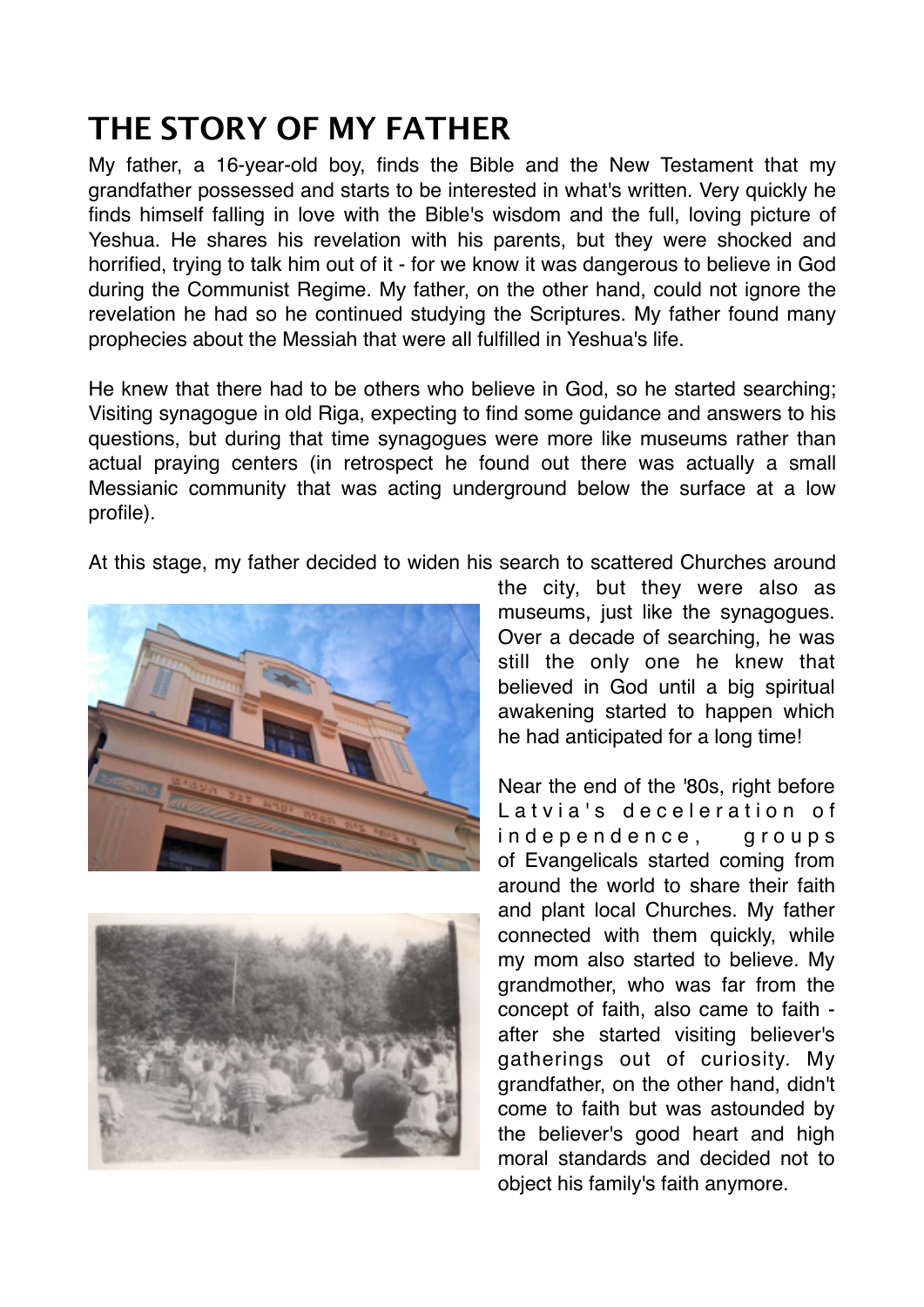# THE STORY OF MY FATHER

My father, a 16-year-old boy, finds the Bible and the New Testament that my grandfather possessed and starts to be interested in what's written. Very quickly he finds himself falling in love with the Bible's wisdom and the full, loving picture of Yeshua. He shares his revelation with his parents, but they were shocked and horrified, trying to talk him out of it - for we know it was dangerous to believe in God during the Communist Regime. My father, on the other hand, could not ignore the revelation he had so he continued studying the Scriptures. My father found many prophecies about the Messiah that were all fulfilled in Yeshua's life.

He knew that there had to be others who believe in God, so he started searching; Visiting synagogue in old Riga, expecting to find some guidance and answers to his questions, but during that time synagogues were more like museums rather than actual praying centers (in retrospect he found out there was actually a small Messianic community that was acting underground below the surface at a low profile).

At this stage, my father decided to widen his search to scattered Churches around the city, but they were also as museums, just like the synagogues. Over a decade of searching, he was still the only one he knew that believed in God until a big spiritual awakening started to happen which he had anticipated for a long time!

Near the end of the '80s, right before Latvia's deceleration of independence, groups of Evangelicals started coming from around the world to share their faith and plant local Churches. My father connected with them quickly, while my mom also started to believe. My grandmother, who was far from the concept of faith, also came to faith - after she started visiting believer's gatherings out of curiosity. My grandfather, on the other hand, didn't come to faith but was astounded by the believer's good heart and high moral standards and decided not to object his family's faith anymore.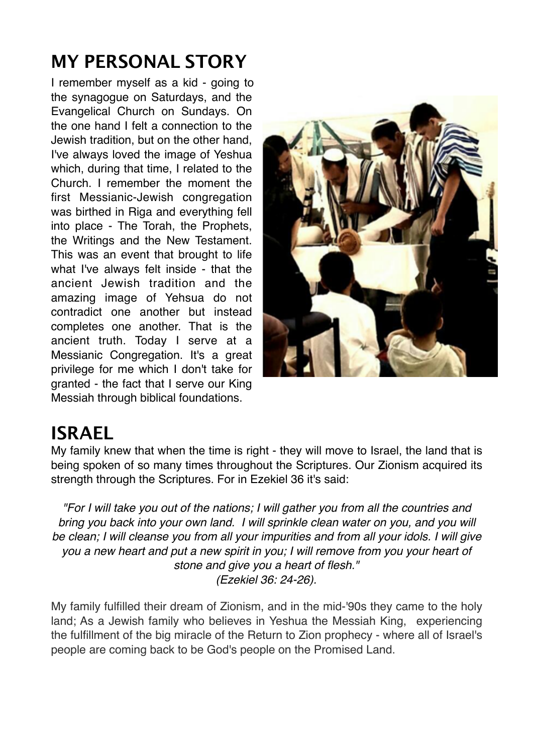## MY PERSONAL STORY

I remember myself as a kid - going to the synagogue on Saturdays, and the Evangelical Church on Sundays. On the one hand I felt a connection to the Jewish tradition, but on the other hand, I've always loved the image of Yeshua which, during that time, I related to the Church. I remember the moment the first Messianic-Jewish congregation was birthed in Riga and everything fell into place - The Torah, the Prophets, the Writings and the New Testament. This was an event that brought to life what I've always felt inside - that the ancient Jewish tradition and the amazing image of Yehsua do not contradict one another but instead completes one another. That is the ancient truth. Today I serve at a Messianic Congregation. It's a great privilege for me which I don't take for granted - the fact that I serve our King Messiah through biblical foundations.

## ISRAEL

My family knew that when the time is right - they will move to Israel, the land that is being spoken of so many times throughout the Scriptures. Our Zionism acquired its strength through the Scriptures. For in Ezekiel 36 it's said:

*"For I will take you out of the nations; I will gather you from all the countries and bring you back into your own land. I will sprinkle clean water on you, and you will be clean; I will cleanse you from all your impurities and from all your idols. I will give you a new heart and put a new spirit in you; I will remove from you your heart of stone and give you a heart of flesh."*
*(Ezekiel 36: 24-26).*

My family fulfilled their dream of Zionism, and in the mid-'90s they came to the holy land; As a Jewish family who believes in Yeshua the Messiah King, experiencing the fulfillment of the big miracle of the Return to Zion prophecy - where all of Israel's people are coming back to be God's people on the Promised Land.